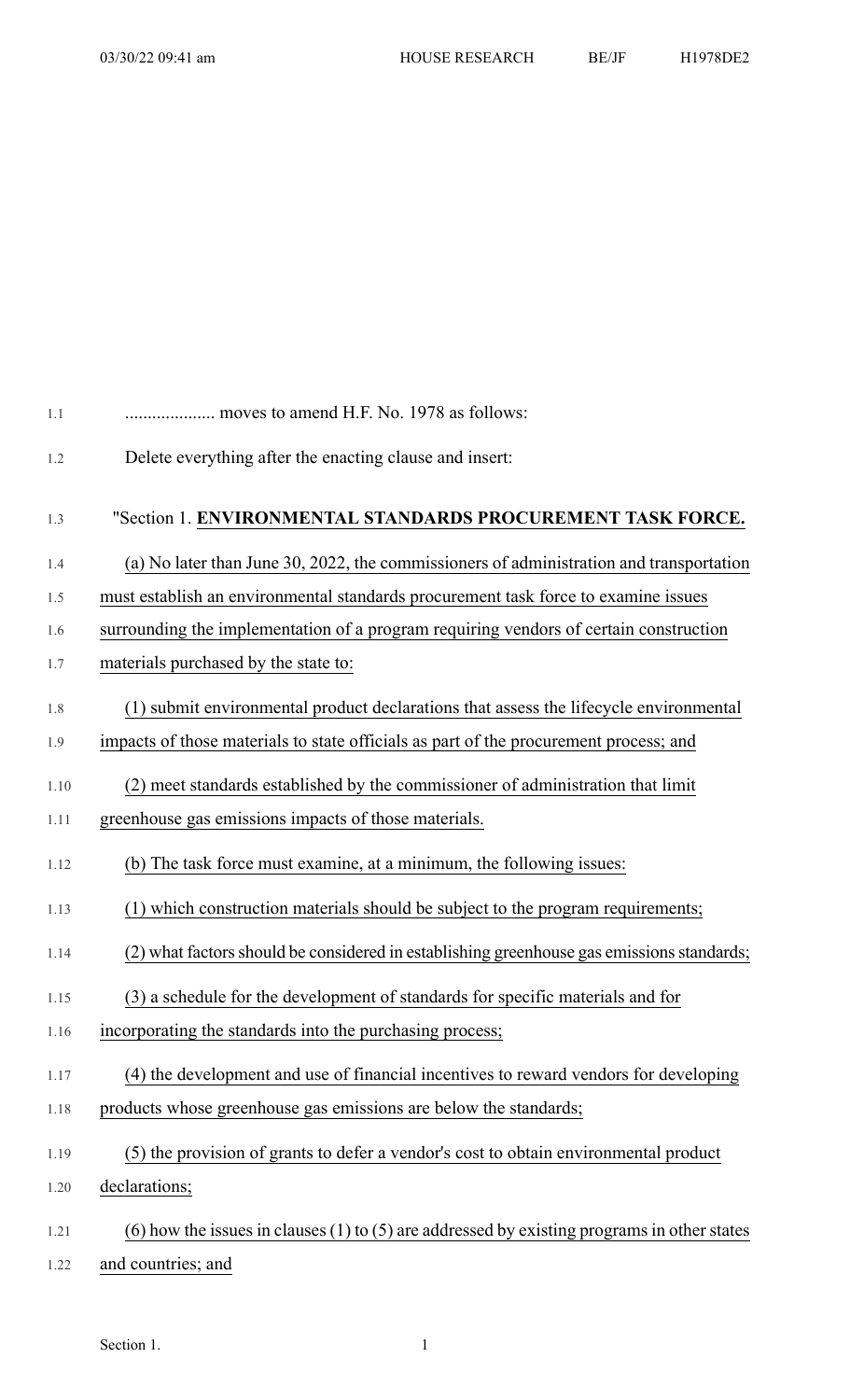.................... moves to amend H.F. No. 1978 as follows:

Delete everything after the enacting clause and insert:

"Section 1. **ENVIRONMENTAL STANDARDS PROCUREMENT TASK FORCE.**

(a) No later than June 30, 2022, the commissioners of administration and transportation must establish an environmental standards procurement task force to examine issues surrounding the implementation of a program requiring vendors of certain construction materials purchased by the state to:

(1) submit environmental product declarations that assess the lifecycle environmental impacts of those materials to state officials as part of the procurement process; and

(2) meet standards established by the commissioner of administration that limit greenhouse gas emissions impacts of those materials.

(b) The task force must examine, at a minimum, the following issues:

(1) which construction materials should be subject to the program requirements;

(2) what factors should be considered in establishing greenhouse gas emissions standards;

(3) a schedule for the development of standards for specific materials and for incorporating the standards into the purchasing process;

(4) the development and use of financial incentives to reward vendors for developing products whose greenhouse gas emissions are below the standards;

(5) the provision of grants to defer a vendor's cost to obtain environmental product declarations;

(6) how the issues in clauses (1) to (5) are addressed by existing programs in other states and countries; and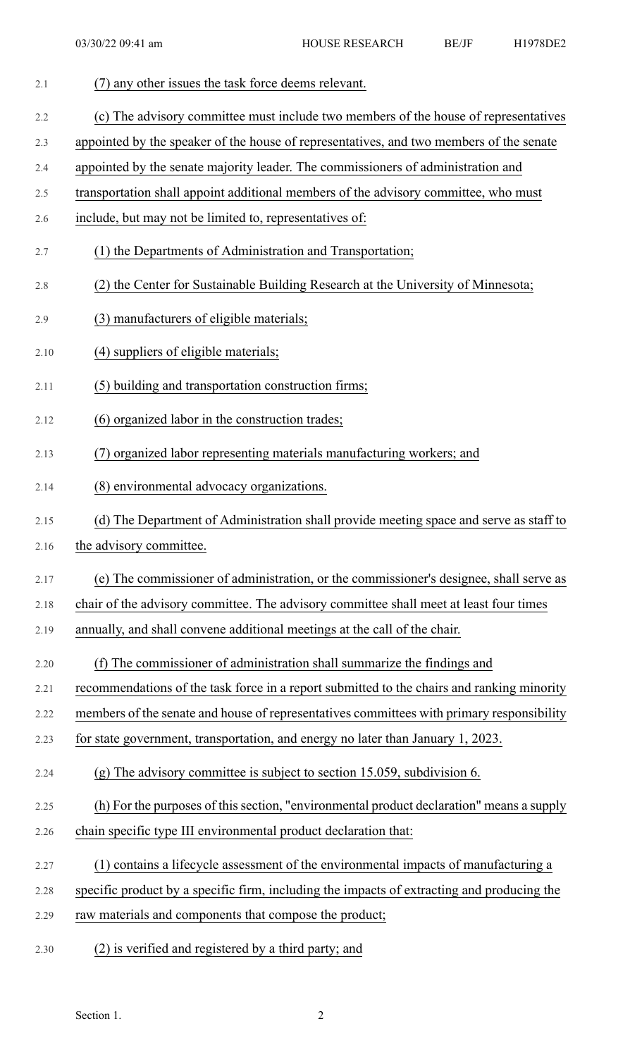(7) any other issues the task force deems relevant.

(c) The advisory committee must include two members of the house of representatives appointed by the speaker of the house of representatives, and two members of the senate appointed by the senate majority leader. The commissioners of administration and transportation shall appoint additional members of the advisory committee, who must include, but may not be limited to, representatives of:

(1) the Departments of Administration and Transportation;

(2) the Center for Sustainable Building Research at the University of Minnesota;

(3) manufacturers of eligible materials;

(4) suppliers of eligible materials;

(5) building and transportation construction firms;

(6) organized labor in the construction trades;

(7) organized labor representing materials manufacturing workers; and

(8) environmental advocacy organizations.

(d) The Department of Administration shall provide meeting space and serve as staff to the advisory committee.

(e) The commissioner of administration, or the commissioner's designee, shall serve as chair of the advisory committee. The advisory committee shall meet at least four times annually, and shall convene additional meetings at the call of the chair.

(f) The commissioner of administration shall summarize the findings and recommendations of the task force in a report submitted to the chairs and ranking minority members of the senate and house of representatives committees with primary responsibility for state government, transportation, and energy no later than January 1, 2023.

(g) The advisory committee is subject to section 15.059, subdivision 6.

(h) For the purposes of this section, "environmental product declaration" means a supply chain specific type III environmental product declaration that:

(1) contains a lifecycle assessment of the environmental impacts of manufacturing a specific product by a specific firm, including the impacts of extracting and producing the raw materials and components that compose the product;

(2) is verified and registered by a third party; and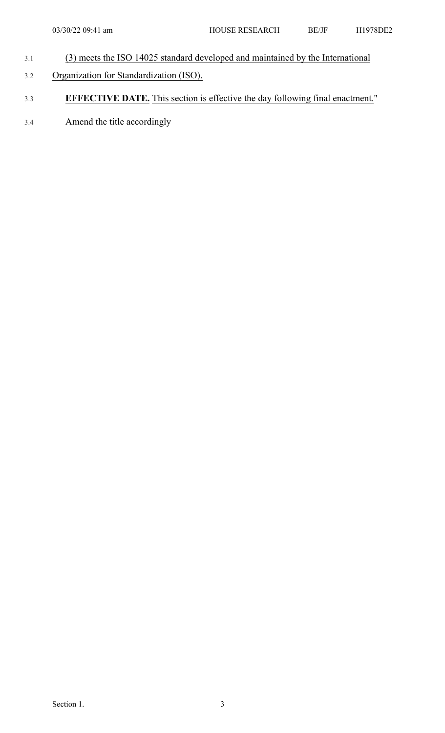(3) meets the ISO 14025 standard developed and maintained by the International Organization for Standardization (ISO).

**EFFECTIVE DATE.** This section is effective the day following final enactment."

Amend the title accordingly